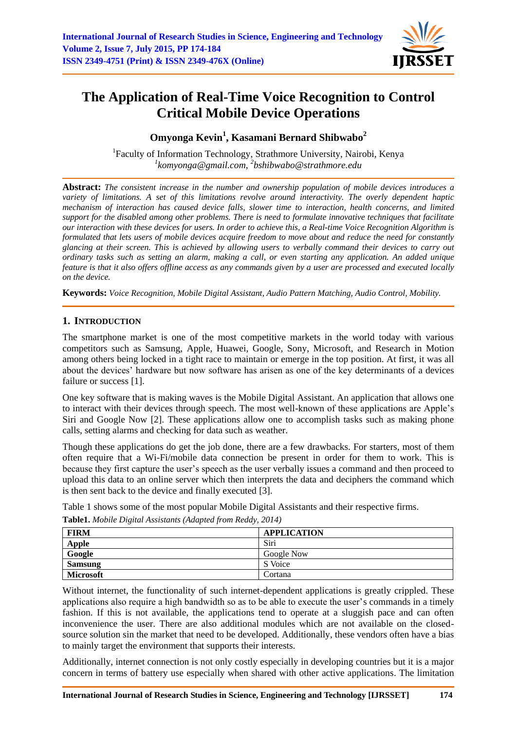# The Application of Real-Time Voice Recognition to Control Critical Mobile Device Operations

**Omyonga Kevin[1], Kasamani Bernard Shibwabo[2]**

[1]Faculty of Information Technology, Strathmore University, Nairobi, Kenya
*[1]komyonga@gmail.com, [2]bshibwabo@strathmore.edu*

**Abstract:** *The consistent increase in the number and ownership population of mobile devices introduces a variety of limitations. A set of this limitations revolve around interactivity. The overly dependent haptic mechanism of interaction has caused device falls, slower time to interaction, health concerns, and limited support for the disabled among other problems. There is need to formulate innovative techniques that facilitate our interaction with these devices for users. In order to achieve this, a Real-time Voice Recognition Algorithm is formulated that lets users of mobile devices acquire freedom to move about and reduce the need for constantly glancing at their screen. This is achieved by allowing users to verbally command their devices to carry out ordinary tasks such as setting an alarm, making a call, or even starting any application. An added unique feature is that it also offers offline access as any commands given by a user are processed and executed locally on the device.*

**Keywords:** *Voice Recognition, Mobile Digital Assistant, Audio Pattern Matching, Audio Control, Mobility.*

## 1. Introduction

The smartphone market is one of the most competitive markets in the world today with various competitors such as Samsung, Apple, Huawei, Google, Sony, Microsoft, and Research in Motion among others being locked in a tight race to maintain or emerge in the top position. At first, it was all about the devices' hardware but now software has arisen as one of the key determinants of a devices failure or success [1].

One key software that is making waves is the Mobile Digital Assistant. An application that allows one to interact with their devices through speech. The most well-known of these applications are Apple's Siri and Google Now [2]. These applications allow one to accomplish tasks such as making phone calls, setting alarms and checking for data such as weather.

Though these applications do get the job done, there are a few drawbacks. For starters, most of them often require that a Wi-Fi/mobile data connection be present in order for them to work. This is because they first capture the user's speech as the user verbally issues a command and then proceed to upload this data to an online server which then interprets the data and deciphers the command which is then sent back to the device and finally executed [3].

Table 1 shows some of the most popular Mobile Digital Assistants and their respective firms.

**Table1.** *Mobile Digital Assistants (Adapted from Reddy, 2014)*

| FIRM | APPLICATION |
|---|---|
| **Apple** | Siri |
| **Google** | Google Now |
| **Samsung** | S Voice |
| **Microsoft** | Cortana |

Without internet, the functionality of such internet-dependent applications is greatly crippled. These applications also require a high bandwidth so as to be able to execute the user's commands in a timely fashion. If this is not available, the applications tend to operate at a sluggish pace and can often inconvenience the user. There are also additional modules which are not available on the closed-source solution sin the market that need to be developed. Additionally, these vendors often have a bias to mainly target the environment that supports their interests.

Additionally, internet connection is not only costly especially in developing countries but it is a major concern in terms of battery use especially when shared with other active applications. The limitation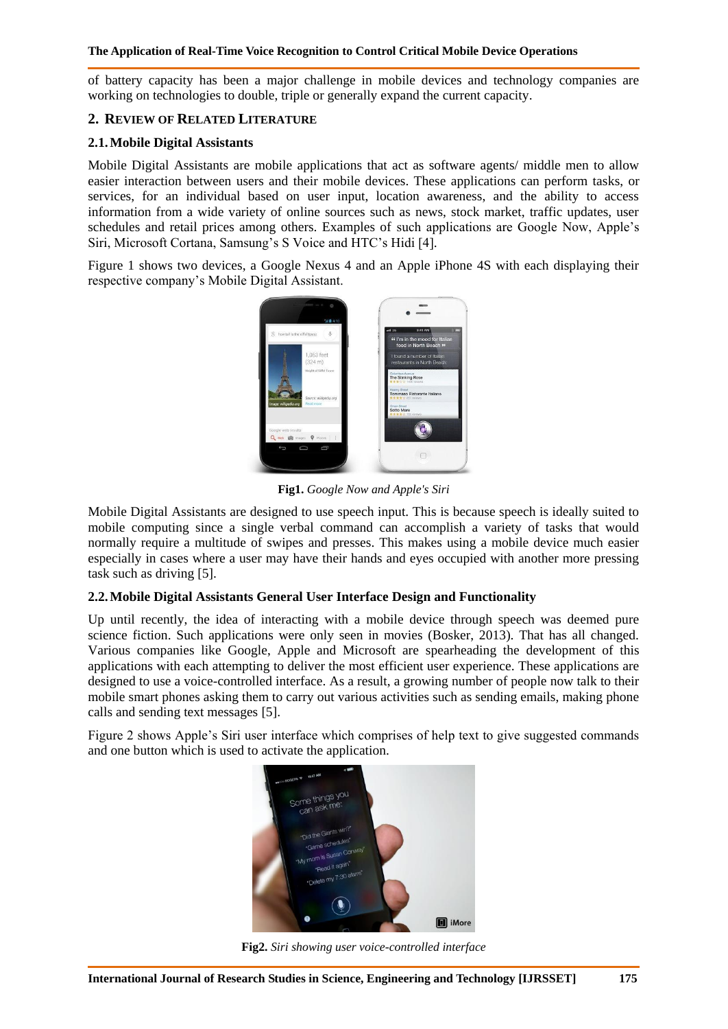of battery capacity has been a major challenge in mobile devices and technology companies are working on technologies to double, triple or generally expand the current capacity.

## 2. REVIEW OF RELATED LITERATURE

### 2.1. Mobile Digital Assistants

Mobile Digital Assistants are mobile applications that act as software agents/ middle men to allow easier interaction between users and their mobile devices. These applications can perform tasks, or services, for an individual based on user input, location awareness, and the ability to access information from a wide variety of online sources such as news, stock market, traffic updates, user schedules and retail prices among others. Examples of such applications are Google Now, Apple's Siri, Microsoft Cortana, Samsung's S Voice and HTC's Hidi [4].

Figure 1 shows two devices, a Google Nexus 4 and an Apple iPhone 4S with each displaying their respective company's Mobile Digital Assistant.

**Fig1.** *Google Now and Apple's Siri*

Mobile Digital Assistants are designed to use speech input. This is because speech is ideally suited to mobile computing since a single verbal command can accomplish a variety of tasks that would normally require a multitude of swipes and presses. This makes using a mobile device much easier especially in cases where a user may have their hands and eyes occupied with another more pressing task such as driving [5].

### 2.2. Mobile Digital Assistants General User Interface Design and Functionality

Up until recently, the idea of interacting with a mobile device through speech was deemed pure science fiction. Such applications were only seen in movies (Bosker, 2013). That has all changed. Various companies like Google, Apple and Microsoft are spearheading the development of this applications with each attempting to deliver the most efficient user experience. These applications are designed to use a voice-controlled interface. As a result, a growing number of people now talk to their mobile smart phones asking them to carry out various activities such as sending emails, making phone calls and sending text messages [5].

Figure 2 shows Apple's Siri user interface which comprises of help text to give suggested commands and one button which is used to activate the application.

**Fig2.** *Siri showing user voice-controlled interface*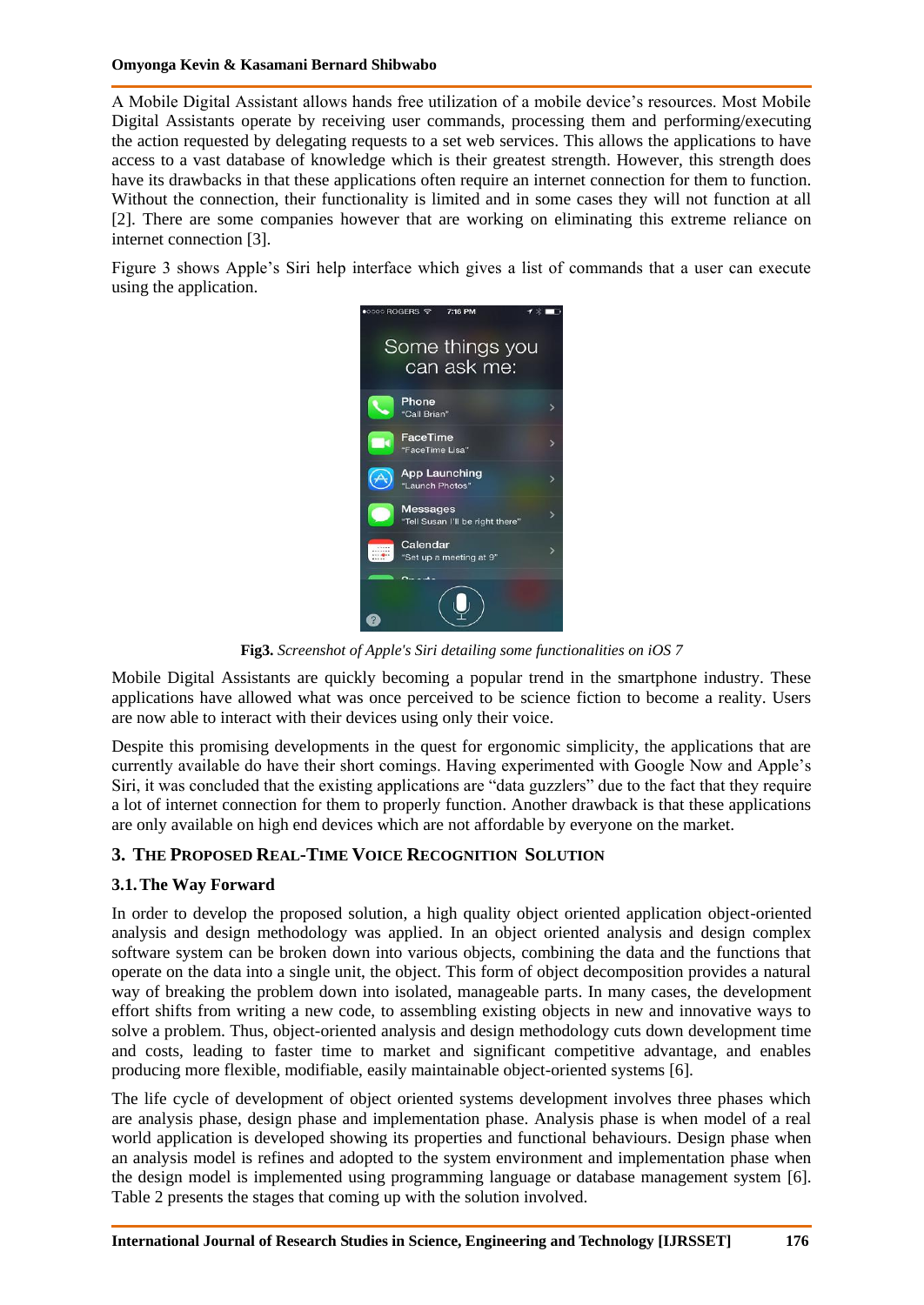A Mobile Digital Assistant allows hands free utilization of a mobile device's resources. Most Mobile Digital Assistants operate by receiving user commands, processing them and performing/executing the action requested by delegating requests to a set web services. This allows the applications to have access to a vast database of knowledge which is their greatest strength. However, this strength does have its drawbacks in that these applications often require an internet connection for them to function. Without the connection, their functionality is limited and in some cases they will not function at all [2]. There are some companies however that are working on eliminating this extreme reliance on internet connection [3].

Figure 3 shows Apple's Siri help interface which gives a list of commands that a user can execute using the application.

**Fig3.** *Screenshot of Apple's Siri detailing some functionalities on iOS 7*

Mobile Digital Assistants are quickly becoming a popular trend in the smartphone industry. These applications have allowed what was once perceived to be science fiction to become a reality. Users are now able to interact with their devices using only their voice.

Despite this promising developments in the quest for ergonomic simplicity, the applications that are currently available do have their short comings. Having experimented with Google Now and Apple's Siri, it was concluded that the existing applications are "data guzzlers" due to the fact that they require a lot of internet connection for them to properly function. Another drawback is that these applications are only available on high end devices which are not affordable by everyone on the market.

## 3. The Proposed Real-Time Voice Recognition Solution

### 3.1. The Way Forward

In order to develop the proposed solution, a high quality object oriented application object-oriented analysis and design methodology was applied. In an object oriented analysis and design complex software system can be broken down into various objects, combining the data and the functions that operate on the data into a single unit, the object. This form of object decomposition provides a natural way of breaking the problem down into isolated, manageable parts. In many cases, the development effort shifts from writing a new code, to assembling existing objects in new and innovative ways to solve a problem. Thus, object-oriented analysis and design methodology cuts down development time and costs, leading to faster time to market and significant competitive advantage, and enables producing more flexible, modifiable, easily maintainable object-oriented systems [6].

The life cycle of development of object oriented systems development involves three phases which are analysis phase, design phase and implementation phase. Analysis phase is when model of a real world application is developed showing its properties and functional behaviours. Design phase when an analysis model is refines and adopted to the system environment and implementation phase when the design model is implemented using programming language or database management system [6]. Table 2 presents the stages that coming up with the solution involved.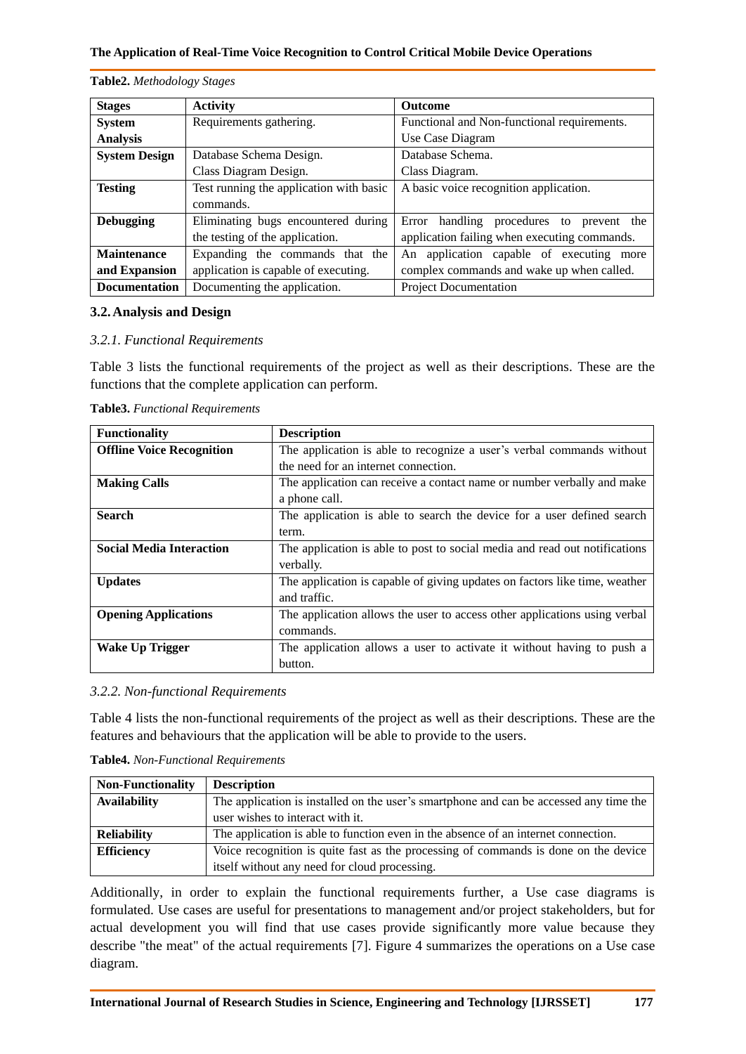**Table2.** *Methodology Stages*

| Stages | Activity | Outcome |
|---|---|---|
| **System Analysis** | Requirements gathering. | Functional and Non-functional requirements. Use Case Diagram |
| **System Design** | Database Schema Design. Class Diagram Design. | Database Schema. Class Diagram. |
| **Testing** | Test running the application with basic commands. | A basic voice recognition application. |
| **Debugging** | Eliminating bugs encountered during the testing of the application. | Error handling procedures to prevent the application failing when executing commands. |
| **Maintenance and Expansion** | Expanding the commands that the application is capable of executing. | An application capable of executing more complex commands and wake up when called. |
| **Documentation** | Documenting the application. | Project Documentation |

### 3.2. Analysis and Design

#### *3.2.1. Functional Requirements*

Table 3 lists the functional requirements of the project as well as their descriptions. These are the functions that the complete application can perform.

**Table3.** *Functional Requirements*

| Functionality | Description |
|---|---|
| **Offline Voice Recognition** | The application is able to recognize a user's verbal commands without the need for an internet connection. |
| **Making Calls** | The application can receive a contact name or number verbally and make a phone call. |
| **Search** | The application is able to search the device for a user defined search term. |
| **Social Media Interaction** | The application is able to post to social media and read out notifications verbally. |
| **Updates** | The application is capable of giving updates on factors like time, weather and traffic. |
| **Opening Applications** | The application allows the user to access other applications using verbal commands. |
| **Wake Up Trigger** | The application allows a user to activate it without having to push a button. |

#### *3.2.2. Non-functional Requirements*

Table 4 lists the non-functional requirements of the project as well as their descriptions. These are the features and behaviours that the application will be able to provide to the users.

**Table4.** *Non-Functional Requirements*

| Non-Functionality | Description |
|---|---|
| **Availability** | The application is installed on the user's smartphone and can be accessed any time the user wishes to interact with it. |
| **Reliability** | The application is able to function even in the absence of an internet connection. |
| **Efficiency** | Voice recognition is quite fast as the processing of commands is done on the device itself without any need for cloud processing. |

Additionally, in order to explain the functional requirements further, a Use case diagrams is formulated. Use cases are useful for presentations to management and/or project stakeholders, but for actual development you will find that use cases provide significantly more value because they describe "the meat" of the actual requirements [7]. Figure 4 summarizes the operations on a Use case diagram.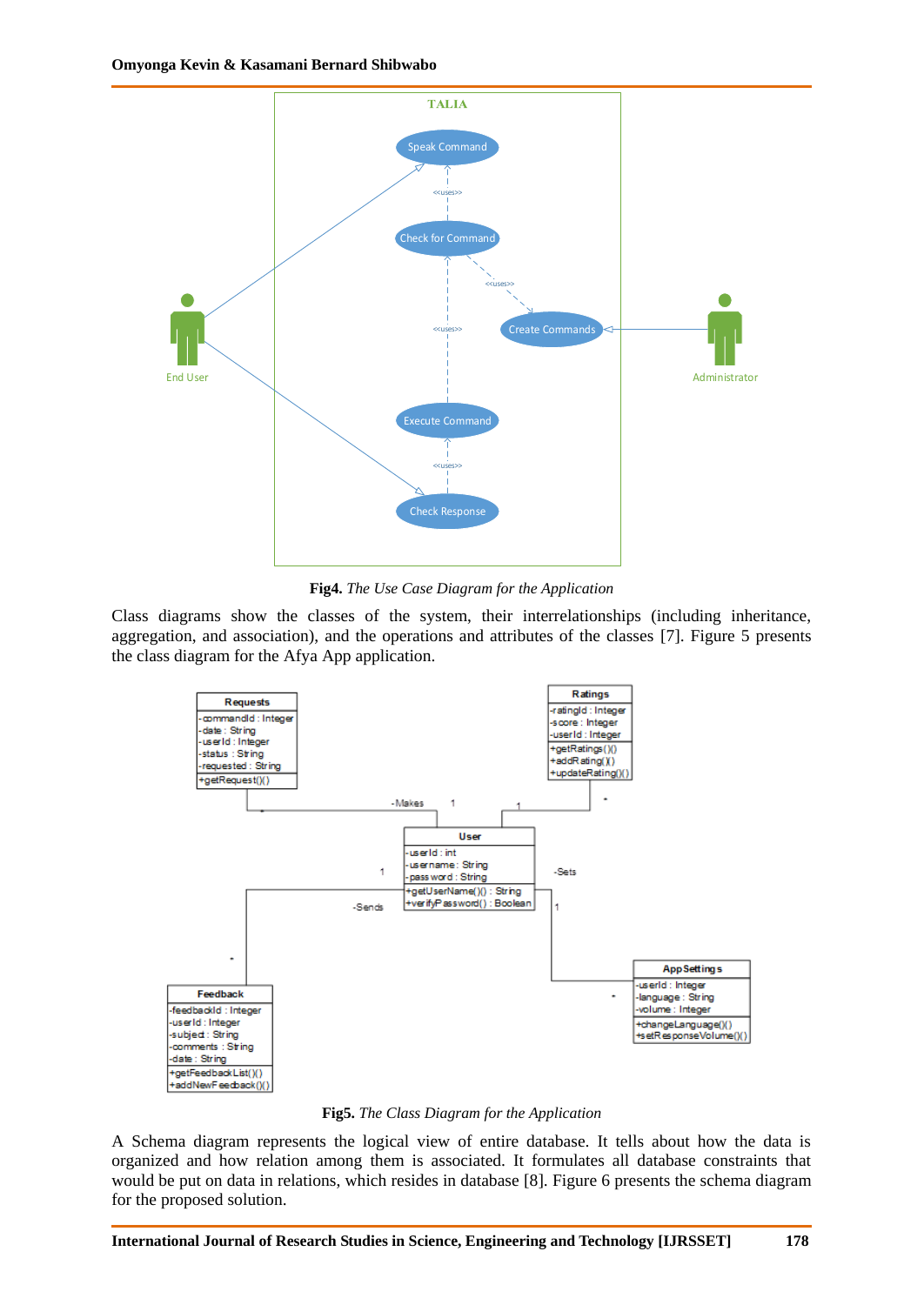**Fig4.** *The Use Case Diagram for the Application*

Class diagrams show the classes of the system, their interrelationships (including inheritance, aggregation, and association), and the operations and attributes of the classes [7]. Figure 5 presents the class diagram for the Afya App application.

**Fig5.** *The Class Diagram for the Application*

A Schema diagram represents the logical view of entire database. It tells about how the data is organized and how relation among them is associated. It formulates all database constraints that would be put on data in relations, which resides in database [8]. Figure 6 presents the schema diagram for the proposed solution.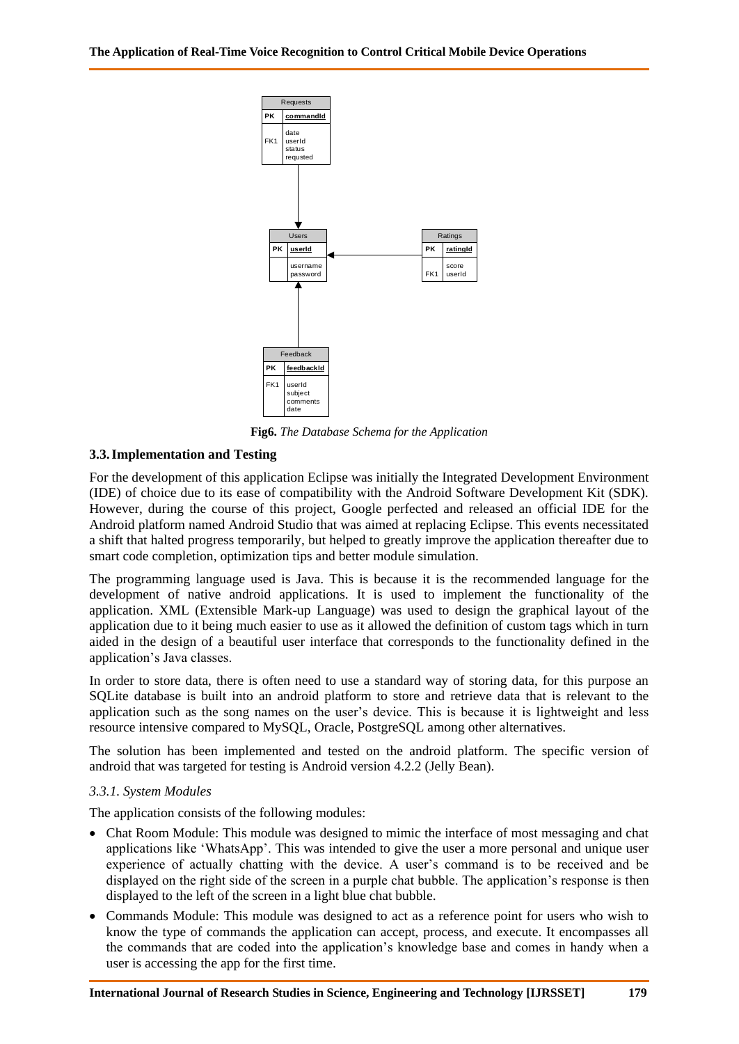**Fig6.** *The Database Schema for the Application*

### 3.3. Implementation and Testing

For the development of this application Eclipse was initially the Integrated Development Environment (IDE) of choice due to its ease of compatibility with the Android Software Development Kit (SDK). However, during the course of this project, Google perfected and released an official IDE for the Android platform named Android Studio that was aimed at replacing Eclipse. This events necessitated a shift that halted progress temporarily, but helped to greatly improve the application thereafter due to smart code completion, optimization tips and better module simulation.

The programming language used is Java. This is because it is the recommended language for the development of native android applications. It is used to implement the functionality of the application. XML (Extensible Mark-up Language) was used to design the graphical layout of the application due to it being much easier to use as it allowed the definition of custom tags which in turn aided in the design of a beautiful user interface that corresponds to the functionality defined in the application's Java classes.

In order to store data, there is often need to use a standard way of storing data, for this purpose an SQLite database is built into an android platform to store and retrieve data that is relevant to the application such as the song names on the user's device. This is because it is lightweight and less resource intensive compared to MySQL, Oracle, PostgreSQL among other alternatives.

The solution has been implemented and tested on the android platform. The specific version of android that was targeted for testing is Android version 4.2.2 (Jelly Bean).

#### *3.3.1. System Modules*

The application consists of the following modules:

- Chat Room Module: This module was designed to mimic the interface of most messaging and chat applications like 'WhatsApp'. This was intended to give the user a more personal and unique user experience of actually chatting with the device. A user's command is to be received and be displayed on the right side of the screen in a purple chat bubble. The application's response is then displayed to the left of the screen in a light blue chat bubble.
- Commands Module: This module was designed to act as a reference point for users who wish to know the type of commands the application can accept, process, and execute. It encompasses all the commands that are coded into the application's knowledge base and comes in handy when a user is accessing the app for the first time.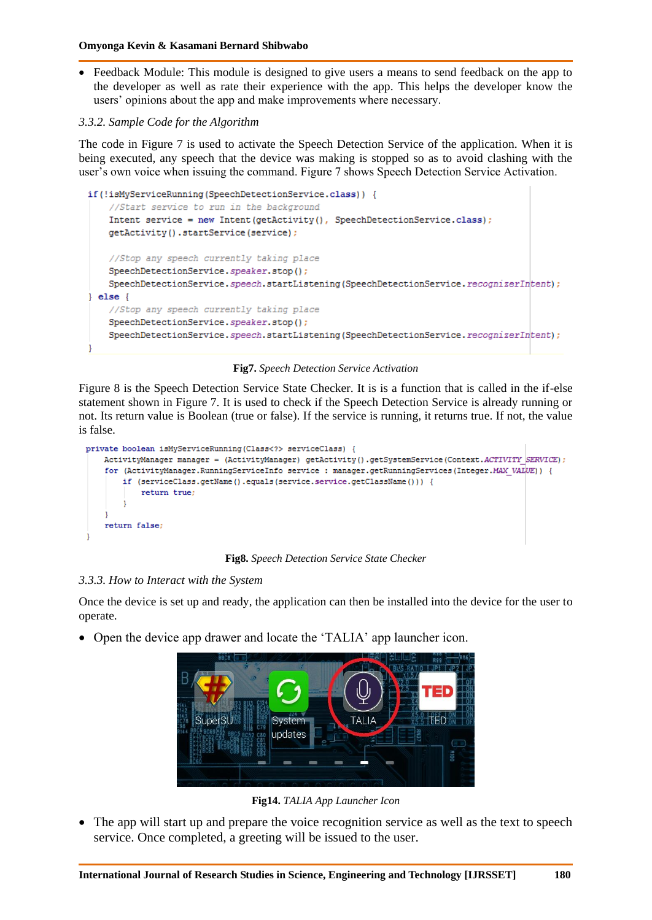- Feedback Module: This module is designed to give users a means to send feedback on the app to the developer as well as rate their experience with the app. This helps the developer know the users' opinions about the app and make improvements where necessary.

*3.3.2. Sample Code for the Algorithm*

The code in Figure 7 is used to activate the Speech Detection Service of the application. When it is being executed, any speech that the device was making is stopped so as to avoid clashing with the user's own voice when issuing the command. Figure 7 shows Speech Detection Service Activation.

```
if(!isMyServiceRunning(SpeechDetectionService.class)) {
    //Start service to run in the background
    Intent service = new Intent(getActivity(), SpeechDetectionService.class);
    getActivity().startService(service);

    //Stop any speech currently taking place
    SpeechDetectionService.speaker.stop();
    SpeechDetectionService.speech.startListening(SpeechDetectionService.recognizerIntent);
} else {
    //Stop any speech currently taking place
    SpeechDetectionService.speaker.stop();
    SpeechDetectionService.speech.startListening(SpeechDetectionService.recognizerIntent);
}
```

**Fig7.** *Speech Detection Service Activation*

Figure 8 is the Speech Detection Service State Checker. It is is a function that is called in the if-else statement shown in Figure 7. It is used to check if the Speech Detection Service is already running or not. Its return value is Boolean (true or false). If the service is running, it returns true. If not, the value is false.

```
private boolean isMyServiceRunning(Class<?> serviceClass) {
    ActivityManager manager = (ActivityManager) getActivity().getSystemService(Context.ACTIVITY_SERVICE);
    for (ActivityManager.RunningServiceInfo service : manager.getRunningServices(Integer.MAX_VALUE)) {
        if (serviceClass.getName().equals(service.service.getClassName())) {
            return true;
        }
    }
    return false;
}
```

**Fig8.** *Speech Detection Service State Checker*

*3.3.3. How to Interact with the System*

Once the device is set up and ready, the application can then be installed into the device for the user to operate.

- Open the device app drawer and locate the 'TALIA' app launcher icon.

**Fig14.** *TALIA App Launcher Icon*

- The app will start up and prepare the voice recognition service as well as the text to speech service. Once completed, a greeting will be issued to the user.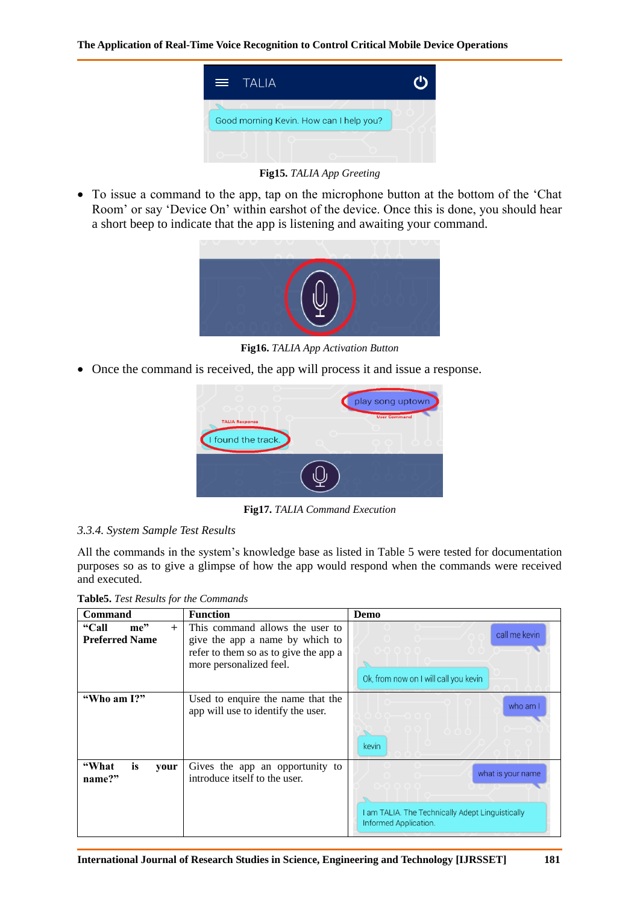Fig15. *TALIA App Greeting*

- To issue a command to the app, tap on the microphone button at the bottom of the 'Chat Room' or say 'Device On' within earshot of the device. Once this is done, you should hear a short beep to indicate that the app is listening and awaiting your command.

Fig16. *TALIA App Activation Button*

- Once the command is received, the app will process it and issue a response.

Fig17. *TALIA Command Execution*

*3.3.4. System Sample Test Results*

All the commands in the system's knowledge base as listed in Table 5 were tested for documentation purposes so as to give a glimpse of how the app would respond when the commands were received and executed.

**Table5.** *Test Results for the Commands*

| Command | Function | Demo |
|---|---|---|
| **"Call me" + Preferred Name** | This command allows the user to give the app a name by which to refer to them so as to give the app a more personalized feel. | |
| **"Who am I?"** | Used to enquire the name that the app will use to identify the user. | |
| **"What is your name?"** | Gives the app an opportunity to introduce itself to the user. | |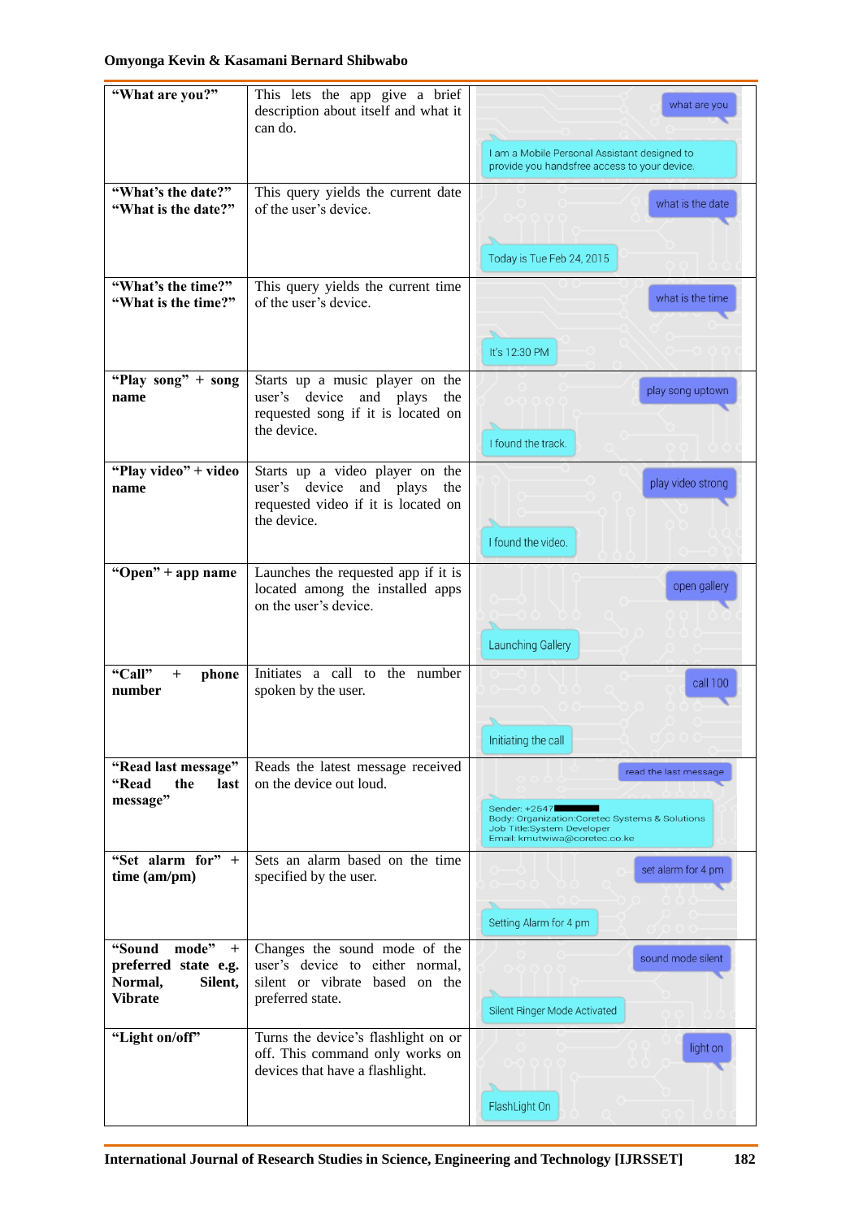| | | |
|---|---|---|
| **"What are you?"** | This lets the app give a brief description about itself and what it can do. | what are you / I am a Mobile Personal Assistant designed to provide you handsfree access to your device. |
| **"What's the date?" "What is the date?"** | This query yields the current date of the user's device. | what is the date / Today is Tue Feb 24, 2015 |
| **"What's the time?" "What is the time?"** | This query yields the current time of the user's device. | what is the time / It's 12:30 PM |
| **"Play song" + song name** | Starts up a music player on the user's device and plays the requested song if it is located on the device. | play song uptown / I found the track. |
| **"Play video" + video name** | Starts up a video player on the user's device and plays the requested video if it is located on the device. | play video strong / I found the video. |
| **"Open" + app name** | Launches the requested app if it is located among the installed apps on the user's device. | open gallery / Launching Gallery |
| **"Call" + phone number** | Initiates a call to the number spoken by the user. | call 100 / Initiating the call |
| **"Read last message" "Read the last message"** | Reads the latest message received on the device out loud. | read the last message / Sender: +2547 Body: Organization:Coretec Systems & Solutions Job Title:System Developer Email: kmutwiwa@coretec.co.ke |
| **"Set alarm for" + time (am/pm)** | Sets an alarm based on the time specified by the user. | set alarm for 4 pm / Setting Alarm for 4 pm |
| **"Sound mode" + preferred state e.g. Normal, Silent, Vibrate** | Changes the sound mode of the user's device to either normal, silent or vibrate based on the preferred state. | sound mode silent / Silent Ringer Mode Activated |
| **"Light on/off"** | Turns the device's flashlight on or off. This command only works on devices that have a flashlight. | light on / FlashLight On |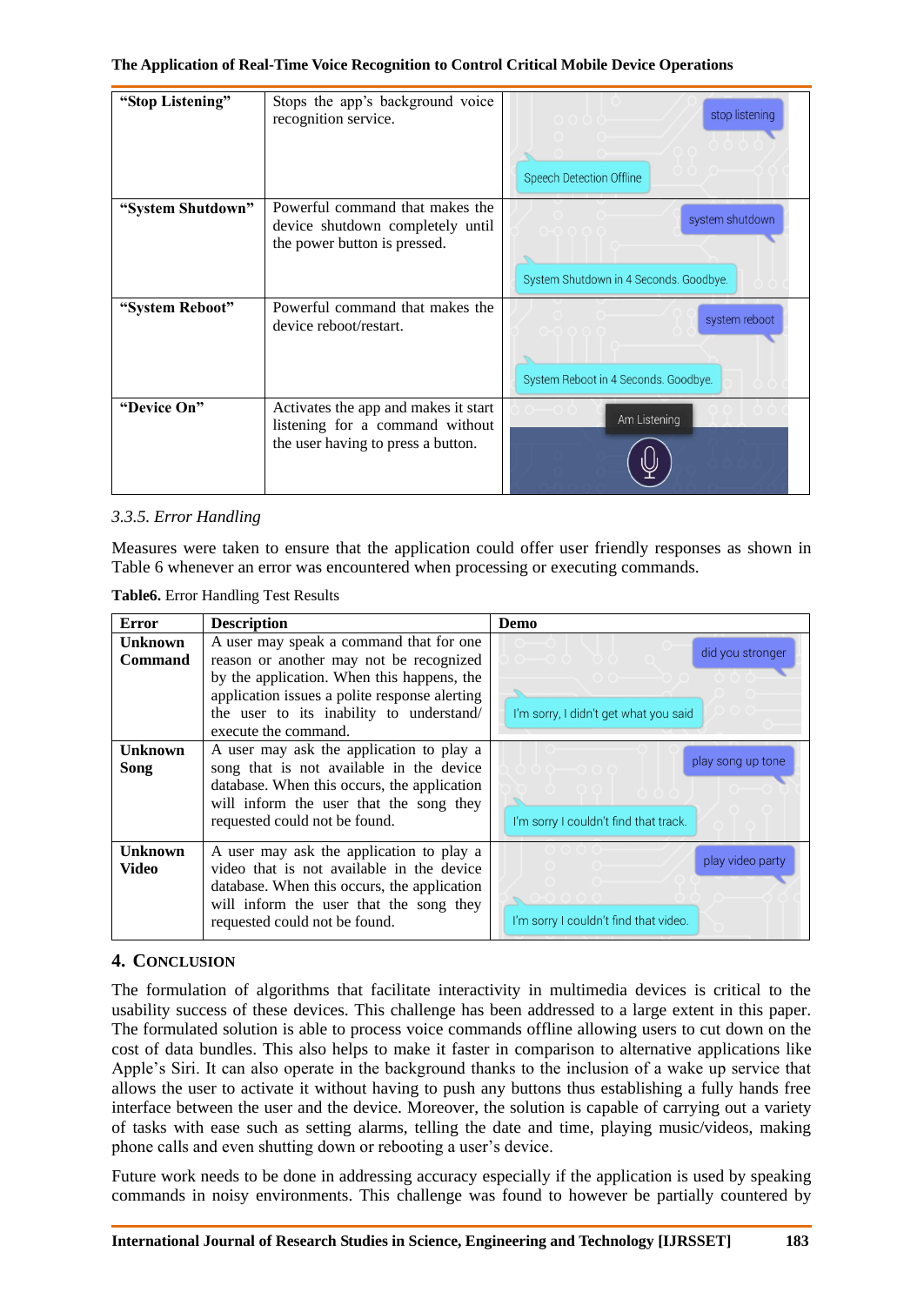| | | |
|---|---|---|
| **“Stop Listening”** | Stops the app’s background voice recognition service. | stop listening / Speech Detection Offline |
| **“System Shutdown”** | Powerful command that makes the device shutdown completely until the power button is pressed. | system shutdown / System Shutdown in 4 Seconds. Goodbye. |
| **“System Reboot”** | Powerful command that makes the device reboot/restart. | system reboot / System Reboot in 4 Seconds. Goodbye. |
| **“Device On”** | Activates the app and makes it start listening for a command without the user having to press a button. | Am Listening |

*3.3.5. Error Handling*

Measures were taken to ensure that the application could offer user friendly responses as shown in Table 6 whenever an error was encountered when processing or executing commands.

**Table6.** Error Handling Test Results

| Error | Description | Demo |
|---|---|---|
| **Unknown Command** | A user may speak a command that for one reason or another may not be recognized by the application. When this happens, the application issues a polite response alerting the user to its inability to understand/ execute the command. | did you stronger / I'm sorry, I didn't get what you said |
| **Unknown Song** | A user may ask the application to play a song that is not available in the device database. When this occurs, the application will inform the user that the song they requested could not be found. | play song up tone / I'm sorry I couldn't find that track. |
| **Unknown Video** | A user may ask the application to play a video that is not available in the device database. When this occurs, the application will inform the user that the song they requested could not be found. | play video party / I'm sorry I couldn't find that video. |

## 4. Conclusion

The formulation of algorithms that facilitate interactivity in multimedia devices is critical to the usability success of these devices. This challenge has been addressed to a large extent in this paper. The formulated solution is able to process voice commands offline allowing users to cut down on the cost of data bundles. This also helps to make it faster in comparison to alternative applications like Apple’s Siri. It can also operate in the background thanks to the inclusion of a wake up service that allows the user to activate it without having to push any buttons thus establishing a fully hands free interface between the user and the device. Moreover, the solution is capable of carrying out a variety of tasks with ease such as setting alarms, telling the date and time, playing music/videos, making phone calls and even shutting down or rebooting a user’s device.

Future work needs to be done in addressing accuracy especially if the application is used by speaking commands in noisy environments. This challenge was found to however be partially countered by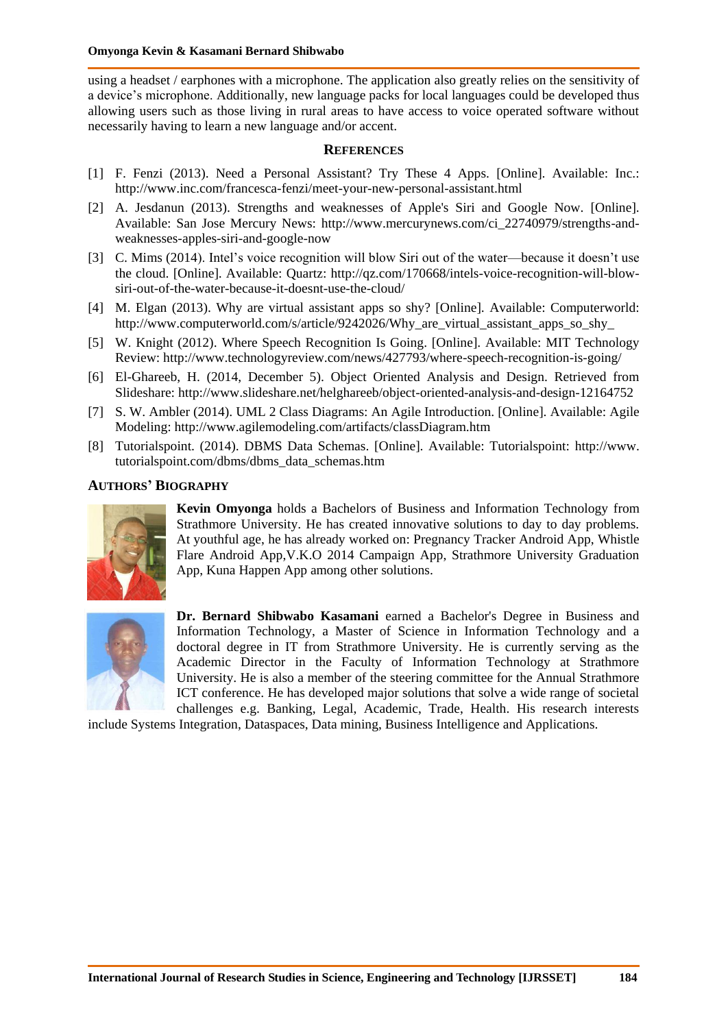using a headset / earphones with a microphone. The application also greatly relies on the sensitivity of a device's microphone. Additionally, new language packs for local languages could be developed thus allowing users such as those living in rural areas to have access to voice operated software without necessarily having to learn a new language and/or accent.

## REFERENCES

[1] F. Fenzi (2013). Need a Personal Assistant? Try These 4 Apps. [Online]. Available: Inc.: http://www.inc.com/francesca-fenzi/meet-your-new-personal-assistant.html

[2] A. Jesdanun (2013). Strengths and weaknesses of Apple's Siri and Google Now. [Online]. Available: San Jose Mercury News: http://www.mercurynews.com/ci_22740979/strengths-and-weaknesses-apples-siri-and-google-now

[3] C. Mims (2014). Intel's voice recognition will blow Siri out of the water—because it doesn't use the cloud. [Online]. Available: Quartz: http://qz.com/170668/intels-voice-recognition-will-blow-siri-out-of-the-water-because-it-doesnt-use-the-cloud/

[4] M. Elgan (2013). Why are virtual assistant apps so shy? [Online]. Available: Computerworld: http://www.computerworld.com/s/article/9242026/Why_are_virtual_assistant_apps_so_shy_

[5] W. Knight (2012). Where Speech Recognition Is Going. [Online]. Available: MIT Technology Review: http://www.technologyreview.com/news/427793/where-speech-recognition-is-going/

[6] El-Ghareeb, H. (2014, December 5). Object Oriented Analysis and Design. Retrieved from Slideshare: http://www.slideshare.net/helghareeb/object-oriented-analysis-and-design-12164752

[7] S. W. Ambler (2014). UML 2 Class Diagrams: An Agile Introduction. [Online]. Available: Agile Modeling: http://www.agilemodeling.com/artifacts/classDiagram.htm

[8] Tutorialspoint. (2014). DBMS Data Schemas. [Online]. Available: Tutorialspoint: http://www.tutorialspoint.com/dbms/dbms_data_schemas.htm

## AUTHORS' BIOGRAPHY

**Kevin Omyonga** holds a Bachelors of Business and Information Technology from Strathmore University. He has created innovative solutions to day to day problems. At youthful age, he has already worked on: Pregnancy Tracker Android App, Whistle Flare Android App,V.K.O 2014 Campaign App, Strathmore University Graduation App, Kuna Happen App among other solutions.

**Dr. Bernard Shibwabo Kasamani** earned a Bachelor's Degree in Business and Information Technology, a Master of Science in Information Technology and a doctoral degree in IT from Strathmore University. He is currently serving as the Academic Director in the Faculty of Information Technology at Strathmore University. He is also a member of the steering committee for the Annual Strathmore ICT conference. He has developed major solutions that solve a wide range of societal challenges e.g. Banking, Legal, Academic, Trade, Health. His research interests include Systems Integration, Dataspaces, Data mining, Business Intelligence and Applications.